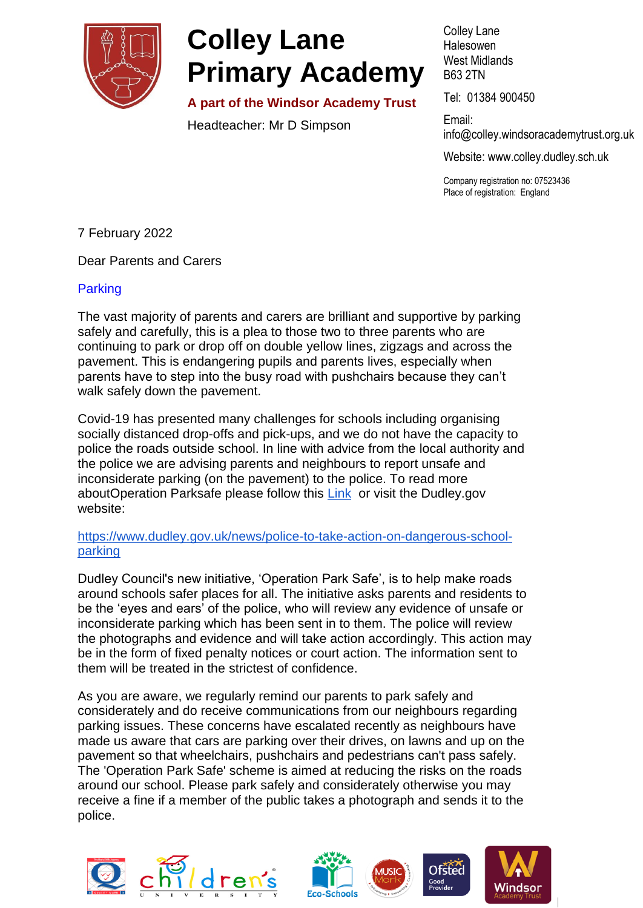# Colley Lane Primary Academy

**A part of the Windsor Academy Trust**

Headteacher: Mr D Simpson

Colley Lane
Halesowen
West Midlands
B63 2TN

Tel: 01384 900450

Email: info@colley.windsoracademytrust.org.uk

Website: www.colley.dudley.sch.uk

Company registration no: 07523436
Place of registration: England

7 February 2022

Dear Parents and Carers

## Parking

The vast majority of parents and carers are brilliant and supportive by parking safely and carefully, this is a plea to those two to three parents who are continuing to park or drop off on double yellow lines, zigzags and across the pavement. This is endangering pupils and parents lives, especially when parents have to step into the busy road with pushchairs because they can't walk safely down the pavement.

Covid-19 has presented many challenges for schools including organising socially distanced drop-offs and pick-ups, and we do not have the capacity to police the roads outside school. In line with advice from the local authority and the police we are advising parents and neighbours to report unsafe and inconsiderate parking (on the pavement) to the police. To read more aboutOperation Parksafe please follow this [Link](https://www.dudley.gov.uk/news/police-to-take-action-on-dangerous-school-parking) or visit the Dudley.gov website:

https://www.dudley.gov.uk/news/police-to-take-action-on-dangerous-school-parking

Dudley Council's new initiative, 'Operation Park Safe', is to help make roads around schools safer places for all. The initiative asks parents and residents to be the 'eyes and ears' of the police, who will review any evidence of unsafe or inconsiderate parking which has been sent in to them. The police will review the photographs and evidence and will take action accordingly. This action may be in the form of fixed penalty notices or court action. The information sent to them will be treated in the strictest of confidence.

As you are aware, we regularly remind our parents to park safely and considerately and do receive communications from our neighbours regarding parking issues. These concerns have escalated recently as neighbours have made us aware that cars are parking over their drives, on lawns and up on the pavement so that wheelchairs, pushchairs and pedestrians can't pass safely. The 'Operation Park Safe' scheme is aimed at reducing the risks on the roads around our school. Please park safely and considerately otherwise you may receive a fine if a member of the public takes a photograph and sends it to the police.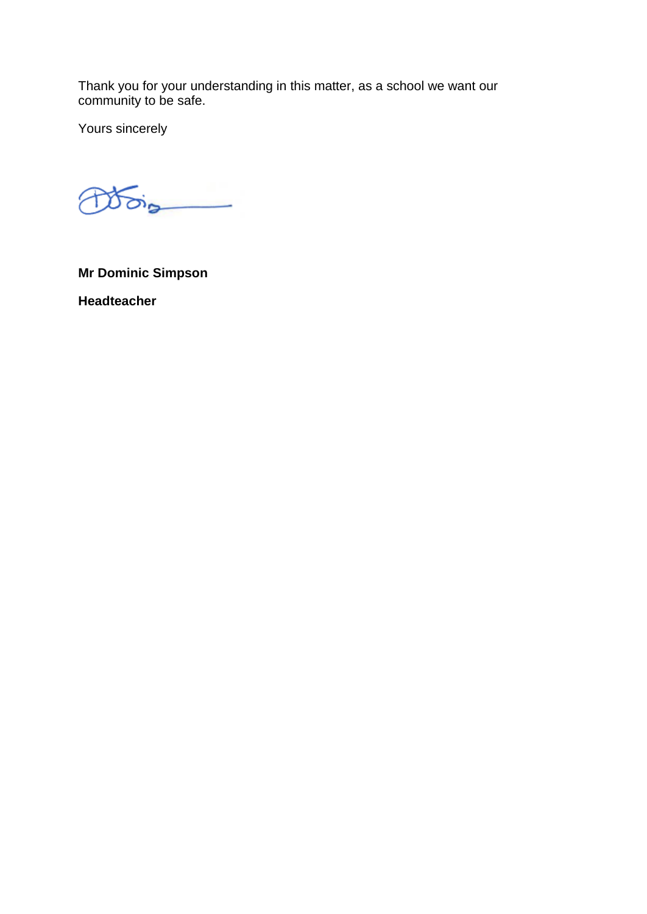Thank you for your understanding in this matter, as a school we want our community to be safe.

Yours sincerely

**Mr Dominic Simpson**

**Headteacher**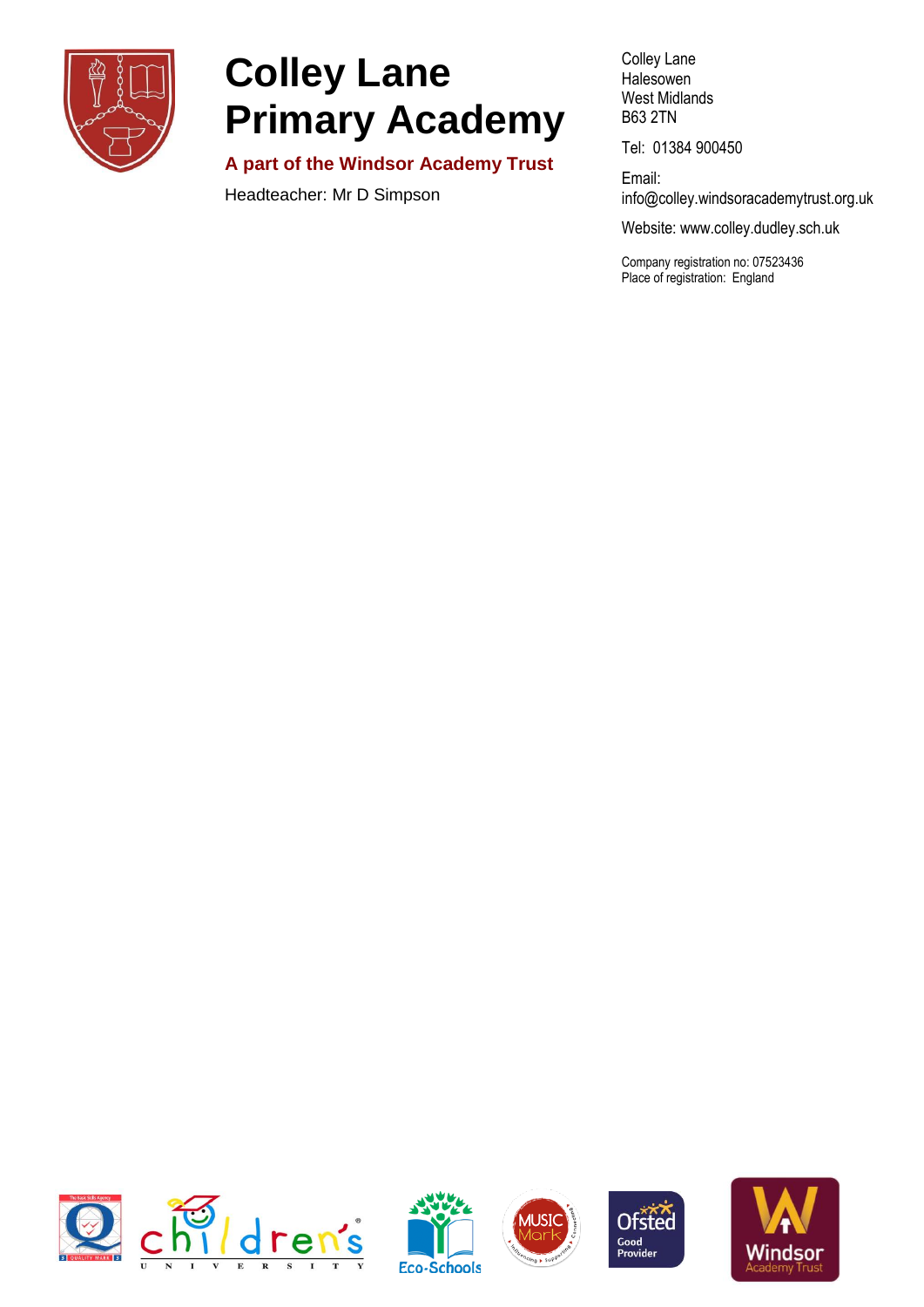# Colley Lane Primary Academy

**A part of the Windsor Academy Trust**

Headteacher: Mr D Simpson

Colley Lane
Halesowen
West Midlands
B63 2TN

Tel: 01384 900450

Email:
info@colley.windsoracademytrust.org.uk

Website: www.colley.dudley.sch.uk

Company registration no: 07523436
Place of registration: England